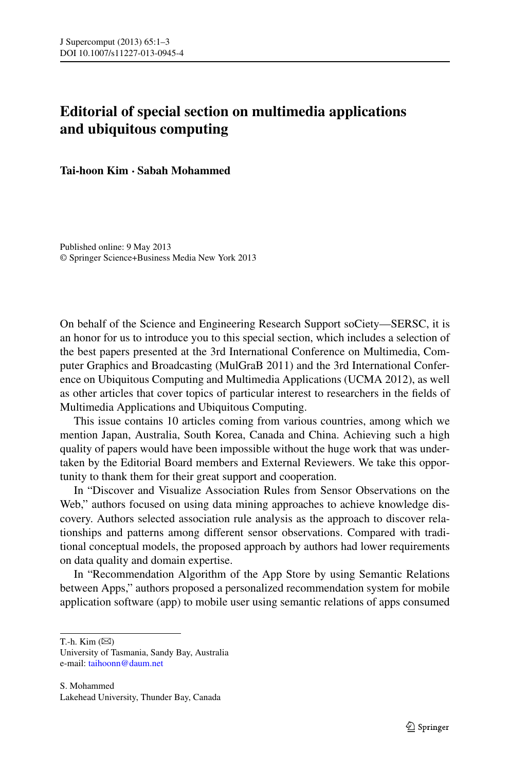# Editorial of special section on multimedia applications and ubiquitous computing

**Tai-hoon Kim · Sabah Mohammed**

Published online: 9 May 2013
© Springer Science+Business Media New York 2013

On behalf of the Science and Engineering Research Support soCiety—SERSC, it is an honor for us to introduce you to this special section, which includes a selection of the best papers presented at the 3rd International Conference on Multimedia, Computer Graphics and Broadcasting (MulGraB 2011) and the 3rd International Conference on Ubiquitous Computing and Multimedia Applications (UCMA 2012), as well as other articles that cover topics of particular interest to researchers in the fields of Multimedia Applications and Ubiquitous Computing.

This issue contains 10 articles coming from various countries, among which we mention Japan, Australia, South Korea, Canada and China. Achieving such a high quality of papers would have been impossible without the huge work that was undertaken by the Editorial Board members and External Reviewers. We take this opportunity to thank them for their great support and cooperation.

In "Discover and Visualize Association Rules from Sensor Observations on the Web," authors focused on using data mining approaches to achieve knowledge discovery. Authors selected association rule analysis as the approach to discover relationships and patterns among different sensor observations. Compared with traditional conceptual models, the proposed approach by authors had lower requirements on data quality and domain expertise.

In "Recommendation Algorithm of the App Store by using Semantic Relations between Apps," authors proposed a personalized recommendation system for mobile application software (app) to mobile user using semantic relations of apps consumed

---

T.-h. Kim (✉)
University of Tasmania, Sandy Bay, Australia
e-mail: taihoonn@daum.net

S. Mohammed
Lakehead University, Thunder Bay, Canada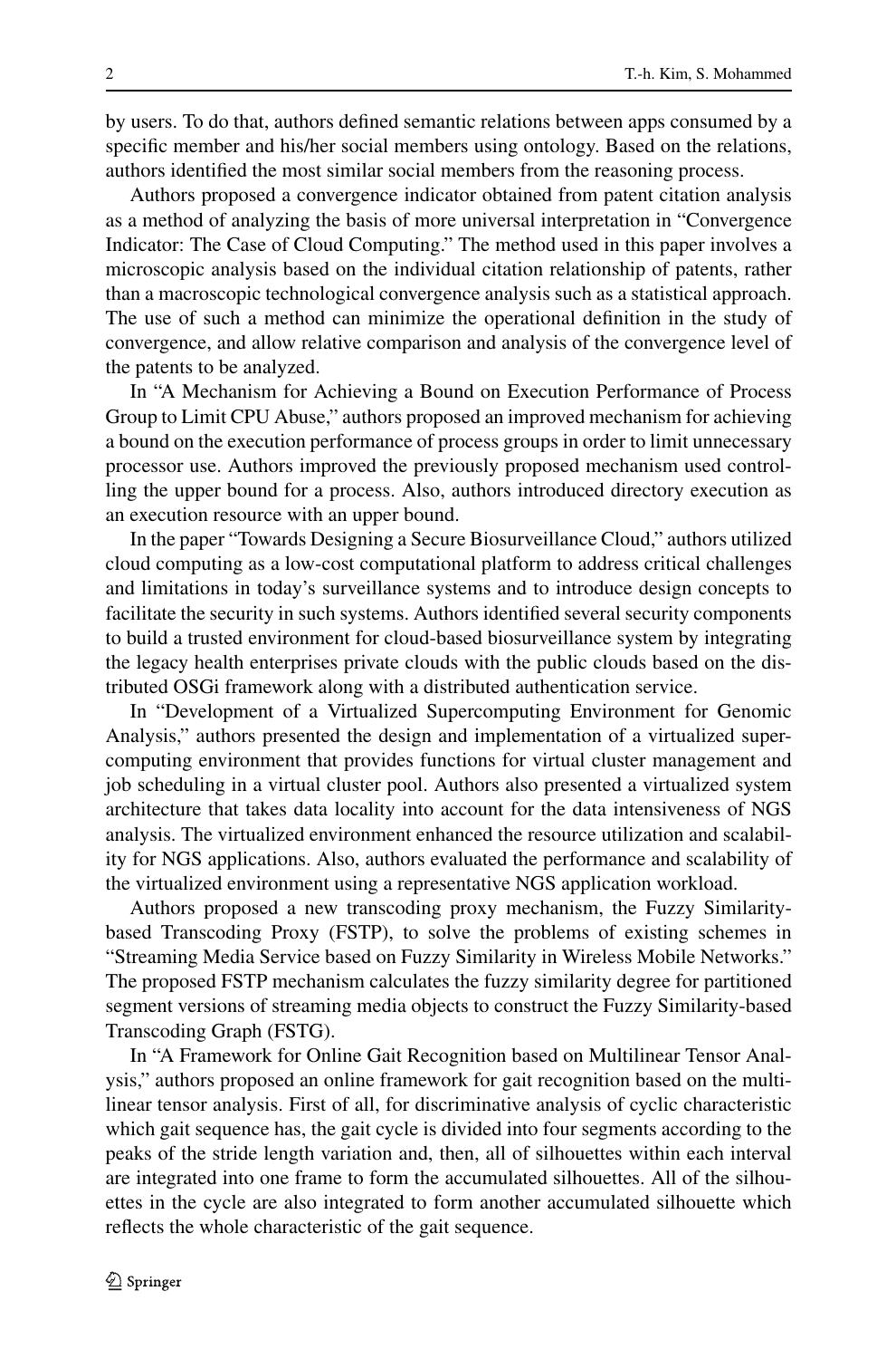by users. To do that, authors defined semantic relations between apps consumed by a specific member and his/her social members using ontology. Based on the relations, authors identified the most similar social members from the reasoning process.

Authors proposed a convergence indicator obtained from patent citation analysis as a method of analyzing the basis of more universal interpretation in "Convergence Indicator: The Case of Cloud Computing." The method used in this paper involves a microscopic analysis based on the individual citation relationship of patents, rather than a macroscopic technological convergence analysis such as a statistical approach. The use of such a method can minimize the operational definition in the study of convergence, and allow relative comparison and analysis of the convergence level of the patents to be analyzed.

In "A Mechanism for Achieving a Bound on Execution Performance of Process Group to Limit CPU Abuse," authors proposed an improved mechanism for achieving a bound on the execution performance of process groups in order to limit unnecessary processor use. Authors improved the previously proposed mechanism used controlling the upper bound for a process. Also, authors introduced directory execution as an execution resource with an upper bound.

In the paper "Towards Designing a Secure Biosurveillance Cloud," authors utilized cloud computing as a low-cost computational platform to address critical challenges and limitations in today's surveillance systems and to introduce design concepts to facilitate the security in such systems. Authors identified several security components to build a trusted environment for cloud-based biosurveillance system by integrating the legacy health enterprises private clouds with the public clouds based on the distributed OSGi framework along with a distributed authentication service.

In "Development of a Virtualized Supercomputing Environment for Genomic Analysis," authors presented the design and implementation of a virtualized supercomputing environment that provides functions for virtual cluster management and job scheduling in a virtual cluster pool. Authors also presented a virtualized system architecture that takes data locality into account for the data intensiveness of NGS analysis. The virtualized environment enhanced the resource utilization and scalability for NGS applications. Also, authors evaluated the performance and scalability of the virtualized environment using a representative NGS application workload.

Authors proposed a new transcoding proxy mechanism, the Fuzzy Similarity-based Transcoding Proxy (FSTP), to solve the problems of existing schemes in "Streaming Media Service based on Fuzzy Similarity in Wireless Mobile Networks." The proposed FSTP mechanism calculates the fuzzy similarity degree for partitioned segment versions of streaming media objects to construct the Fuzzy Similarity-based Transcoding Graph (FSTG).

In "A Framework for Online Gait Recognition based on Multilinear Tensor Analysis," authors proposed an online framework for gait recognition based on the multilinear tensor analysis. First of all, for discriminative analysis of cyclic characteristic which gait sequence has, the gait cycle is divided into four segments according to the peaks of the stride length variation and, then, all of silhouettes within each interval are integrated into one frame to form the accumulated silhouettes. All of the silhouettes in the cycle are also integrated to form another accumulated silhouette which reflects the whole characteristic of the gait sequence.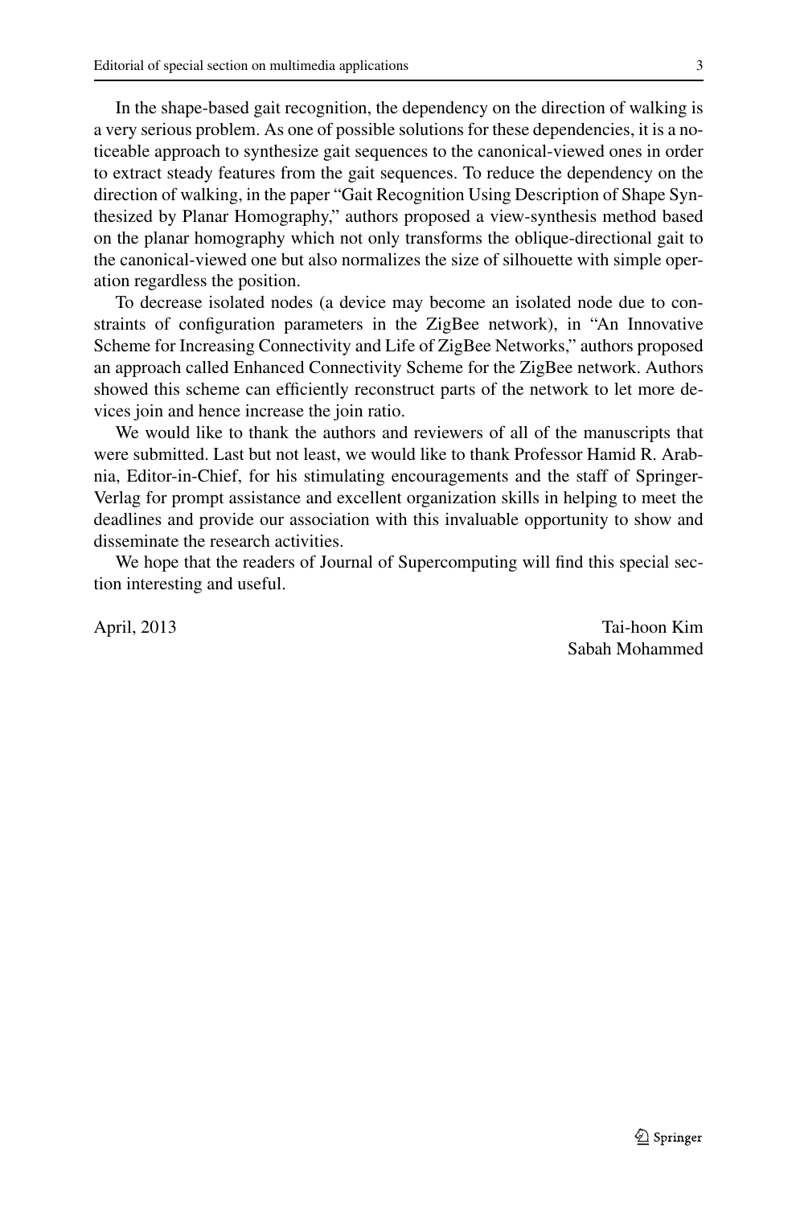In the shape-based gait recognition, the dependency on the direction of walking is a very serious problem. As one of possible solutions for these dependencies, it is a noticeable approach to synthesize gait sequences to the canonical-viewed ones in order to extract steady features from the gait sequences. To reduce the dependency on the direction of walking, in the paper "Gait Recognition Using Description of Shape Synthesized by Planar Homography," authors proposed a view-synthesis method based on the planar homography which not only transforms the oblique-directional gait to the canonical-viewed one but also normalizes the size of silhouette with simple operation regardless the position.

To decrease isolated nodes (a device may become an isolated node due to constraints of configuration parameters in the ZigBee network), in "An Innovative Scheme for Increasing Connectivity and Life of ZigBee Networks," authors proposed an approach called Enhanced Connectivity Scheme for the ZigBee network. Authors showed this scheme can efficiently reconstruct parts of the network to let more devices join and hence increase the join ratio.

We would like to thank the authors and reviewers of all of the manuscripts that were submitted. Last but not least, we would like to thank Professor Hamid R. Arabnia, Editor-in-Chief, for his stimulating encouragements and the staff of Springer-Verlag for prompt assistance and excellent organization skills in helping to meet the deadlines and provide our association with this invaluable opportunity to show and disseminate the research activities.

We hope that the readers of Journal of Supercomputing will find this special section interesting and useful.

April, 2013

Tai-hoon Kim
Sabah Mohammed